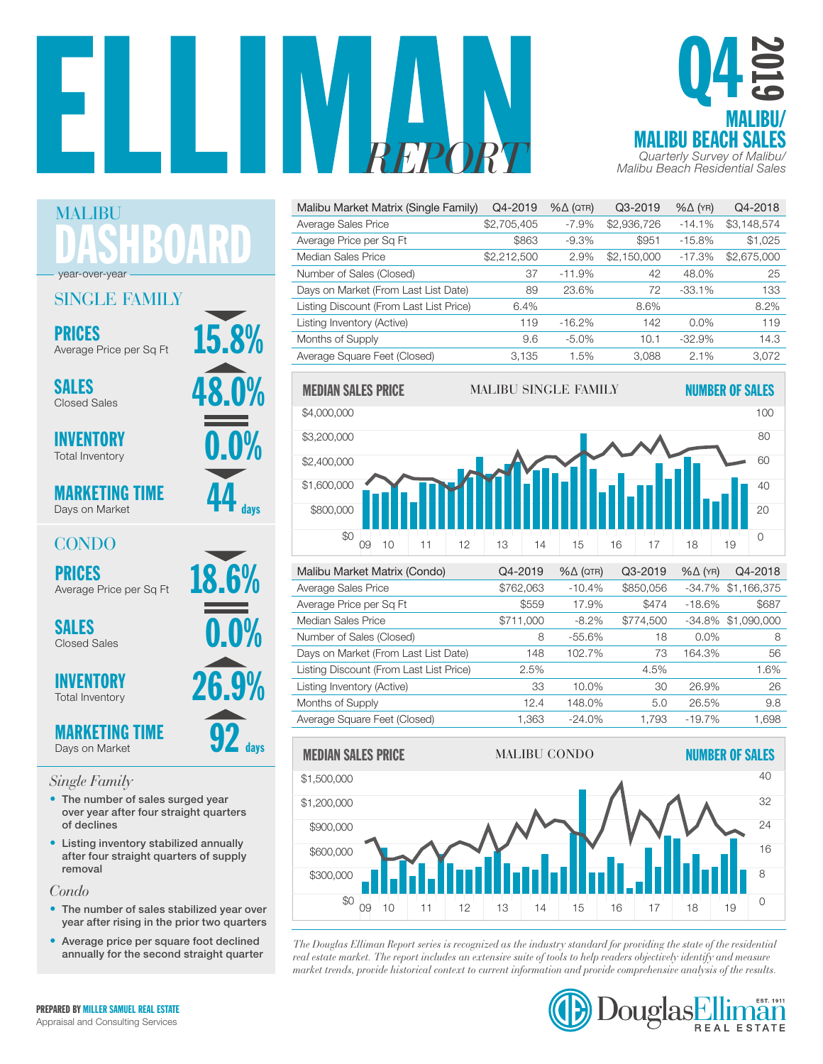# ELLIMAN REPORT

## Q4 2019

## MALIBU/ MALIBU BEACH SALES

*Quarterly Survey of Malibu/ Malibu Beach Residential Sales*

## MALIBU DASHBOARD

year-over-year

### SINGLE FAMILY

**PRICES** Average Price per Sq Ft — 15.8% (down)

**SALES** Closed Sales — 48.0% (up)

**INVENTORY** Total Inventory — 0.0%

**MARKETING TIME** Days on Market — 44 days (down)

### CONDO

**PRICES** Average Price per Sq Ft — 18.6% (down)

**SALES** Closed Sales — 0.0%

**INVENTORY** Total Inventory — 26.9% (up)

**MARKETING TIME** Days on Market — 92 days (up)

*Single Family*

- The number of sales surged year over year after four straight quarters of declines
- Listing inventory stabilized annually after four straight quarters of supply removal

*Condo*

- The number of sales stabilized year over year after rising in the prior two quarters
- Average price per square foot declined annually for the second straight quarter

| Malibu Market Matrix (Single Family) | Q4-2019 | %Δ (QTR) | Q3-2019 | %Δ (YR) | Q4-2018 |
|---|---|---|---|---|---|
| Average Sales Price | $2,705,405 | -7.9% | $2,936,726 | -14.1% | $3,148,574 |
| Average Price per Sq Ft | $863 | -9.3% | $951 | -15.8% | $1,025 |
| Median Sales Price | $2,212,500 | 2.9% | $2,150,000 | -17.3% | $2,675,000 |
| Number of Sales (Closed) | 37 | -11.9% | 42 | 48.0% | 25 |
| Days on Market (From Last List Date) | 89 | 23.6% | 72 | -33.1% | 133 |
| Listing Discount (From Last List Price) | 6.4% | | 8.6% | | 8.2% |
| Listing Inventory (Active) | 119 | -16.2% | 142 | 0.0% | 119 |
| Months of Supply | 9.6 | -5.0% | 10.1 | -32.9% | 14.3 |
| Average Square Feet (Closed) | 3,135 | 1.5% | 3,088 | 2.1% | 3,072 |

**MEDIAN SALES PRICE** — MALIBU SINGLE FAMILY — **NUMBER OF SALES**

| Malibu Market Matrix (Condo) | Q4-2019 | %Δ (QTR) | Q3-2019 | %Δ (YR) | Q4-2018 |
|---|---|---|---|---|---|
| Average Sales Price | $762,063 | -10.4% | $850,056 | -34.7% | $1,166,375 |
| Average Price per Sq Ft | $559 | 17.9% | $474 | -18.6% | $687 |
| Median Sales Price | $711,000 | -8.2% | $774,500 | -34.8% | $1,090,000 |
| Number of Sales (Closed) | 8 | -55.6% | 18 | 0.0% | 8 |
| Days on Market (From Last List Date) | 148 | 102.7% | 73 | 164.3% | 56 |
| Listing Discount (From Last List Price) | 2.5% | | 4.5% | | 1.6% |
| Listing Inventory (Active) | 33 | 10.0% | 30 | 26.9% | 26 |
| Months of Supply | 12.4 | 148.0% | 5.0 | 26.5% | 9.8 |
| Average Square Feet (Closed) | 1,363 | -24.0% | 1,793 | -19.7% | 1,698 |

**MEDIAN SALES PRICE** — MALIBU CONDO — **NUMBER OF SALES**

*The Douglas Elliman Report series is recognized as the industry standard for providing the state of the residential real estate market. The report includes an extensive suite of tools to help readers objectively identify and measure market trends, provide historical context to current information and provide comprehensive analysis of the results.*

**PREPARED BY MILLER SAMUEL REAL ESTATE**
Appraisal and Consulting Services

Douglas Elliman Real Estate — EST. 1911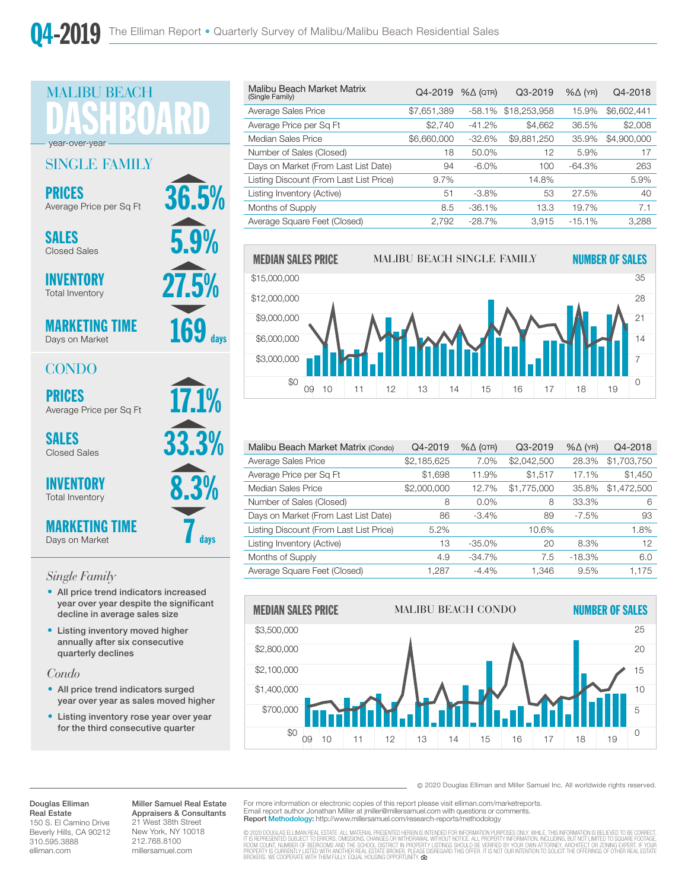# Q4-2019 The Elliman Report • Quarterly Survey of Malibu/Malibu Beach Residential Sales

## MALIBU BEACH DASHBOARD

year-over-year

### SINGLE FAMILY

**PRICES**
Average Price per Sq Ft
36.5%

**SALES**
Closed Sales
5.9%

**INVENTORY**
Total Inventory
27.5%

**MARKETING TIME**
Days on Market
169 days

### CONDO

**PRICES**
Average Price per Sq Ft
17.1%

**SALES**
Closed Sales
33.3%

**INVENTORY**
Total Inventory
8.3%

**MARKETING TIME**
Days on Market
7 days

*Single Family*

- All price trend indicators increased year over year despite the significant decline in average sales size
- Listing inventory moved higher annually after six consecutive quarterly declines

*Condo*

- All price trend indicators surged year over year as sales moved higher
- Listing inventory rose year over year for the third consecutive quarter

| Malibu Beach Market Matrix (Single Family) | Q4-2019 | %Δ (QTR) | Q3-2019 | %Δ (YR) | Q4-2018 |
|---|---|---|---|---|---|
| Average Sales Price | $7,651,389 | -58.1% | $18,253,958 | 15.9% | $6,602,441 |
| Average Price per Sq Ft | $2,740 | -41.2% | $4,662 | 36.5% | $2,008 |
| Median Sales Price | $6,660,000 | -32.6% | $9,881,250 | 35.9% | $4,900,000 |
| Number of Sales (Closed) | 18 | 50.0% | 12 | 5.9% | 17 |
| Days on Market (From Last List Date) | 94 | -6.0% | 100 | -64.3% | 263 |
| Listing Discount (From Last List Price) | 9.7% | | 14.8% | | 5.9% |
| Listing Inventory (Active) | 51 | -3.8% | 53 | 27.5% | 40 |
| Months of Supply | 8.5 | -36.1% | 13.3 | 19.7% | 7.1 |
| Average Square Feet (Closed) | 2,792 | -28.7% | 3,915 | -15.1% | 3,288 |

MEDIAN SALES PRICE — MALIBU BEACH SINGLE FAMILY — NUMBER OF SALES

$15,000,000
$12,000,000
$9,000,000
$6,000,000
$3,000,000
$0

35
28
21
14
7
0

09 10 11 12 13 14 15 16 17 18 19

| Malibu Beach Market Matrix (Condo) | Q4-2019 | %Δ (QTR) | Q3-2019 | %Δ (YR) | Q4-2018 |
|---|---|---|---|---|---|
| Average Sales Price | $2,185,625 | 7.0% | $2,042,500 | 28.3% | $1,703,750 |
| Average Price per Sq Ft | $1,698 | 11.9% | $1,517 | 17.1% | $1,450 |
| Median Sales Price | $2,000,000 | 12.7% | $1,775,000 | 35.8% | $1,472,500 |
| Number of Sales (Closed) | 8 | 0.0% | 8 | 33.3% | 6 |
| Days on Market (From Last List Date) | 86 | -3.4% | 89 | -7.5% | 93 |
| Listing Discount (From Last List Price) | 5.2% | | 10.6% | | 1.8% |
| Listing Inventory (Active) | 13 | -35.0% | 20 | 8.3% | 12 |
| Months of Supply | 4.9 | -34.7% | 7.5 | -18.3% | 6.0 |
| Average Square Feet (Closed) | 1,287 | -4.4% | 1,346 | 9.5% | 1,175 |

MEDIAN SALES PRICE — MALIBU BEACH CONDO — NUMBER OF SALES

$3,500,000
$2,800,000
$2,100,000
$1,400,000
$700,000
$0

25
20
15
10
5
0

09 10 11 12 13 14 15 16 17 18 19

© 2020 Douglas Elliman and Miller Samuel Inc. All worldwide rights reserved.

**Douglas Elliman Real Estate**
150 S. El Camino Drive
Beverly Hills, CA 90212
310.595.3888
elliman.com

**Miller Samuel Real Estate Appraisers & Consultants**
21 West 38th Street
New York, NY 10018
212.768.8100
millersamuel.com

For more information or electronic copies of this report please visit elliman.com/marketreports.
Email report author Jonathan Miller at jmiller@millersamuel.com with questions or comments.
Report **Methodology:** http://www.millersamuel.com/research-reports/methodology

© 2020 DOUGLAS ELLIMAN REAL ESTATE. ALL MATERIAL PRESENTED HEREIN IS INTENDED FOR INFORMATION PURPOSES ONLY. WHILE, THIS INFORMATION IS BELIEVED TO BE CORRECT, IT IS REPRESENTED SUBJECT TO ERRORS, OMISSIONS, CHANGES OR WITHDRAWAL WITHOUT NOTICE. ALL PROPERTY INFORMATION, INCLUDING, BUT NOT LIMITED TO SQUARE FOOTAGE, ROOM COUNT, NUMBER OF BEDROOMS AND THE SCHOOL DISTRICT IN PROPERTY LISTINGS SHOULD BE VERIFIED BY YOUR OWN ATTORNEY, ARCHITECT OR ZONING EXPERT. IF YOUR PROPERTY IS CURRENTLY LISTED WITH ANOTHER REAL ESTATE BROKER, PLEASE DISREGARD THIS OFFER. IT IS NOT OUR INTENTION TO SOLICIT THE OFFERINGS OF OTHER REAL ESTATE BROKERS. WE COOPERATE WITH THEM FULLY. EQUAL HOUSING OPPORTUNITY.